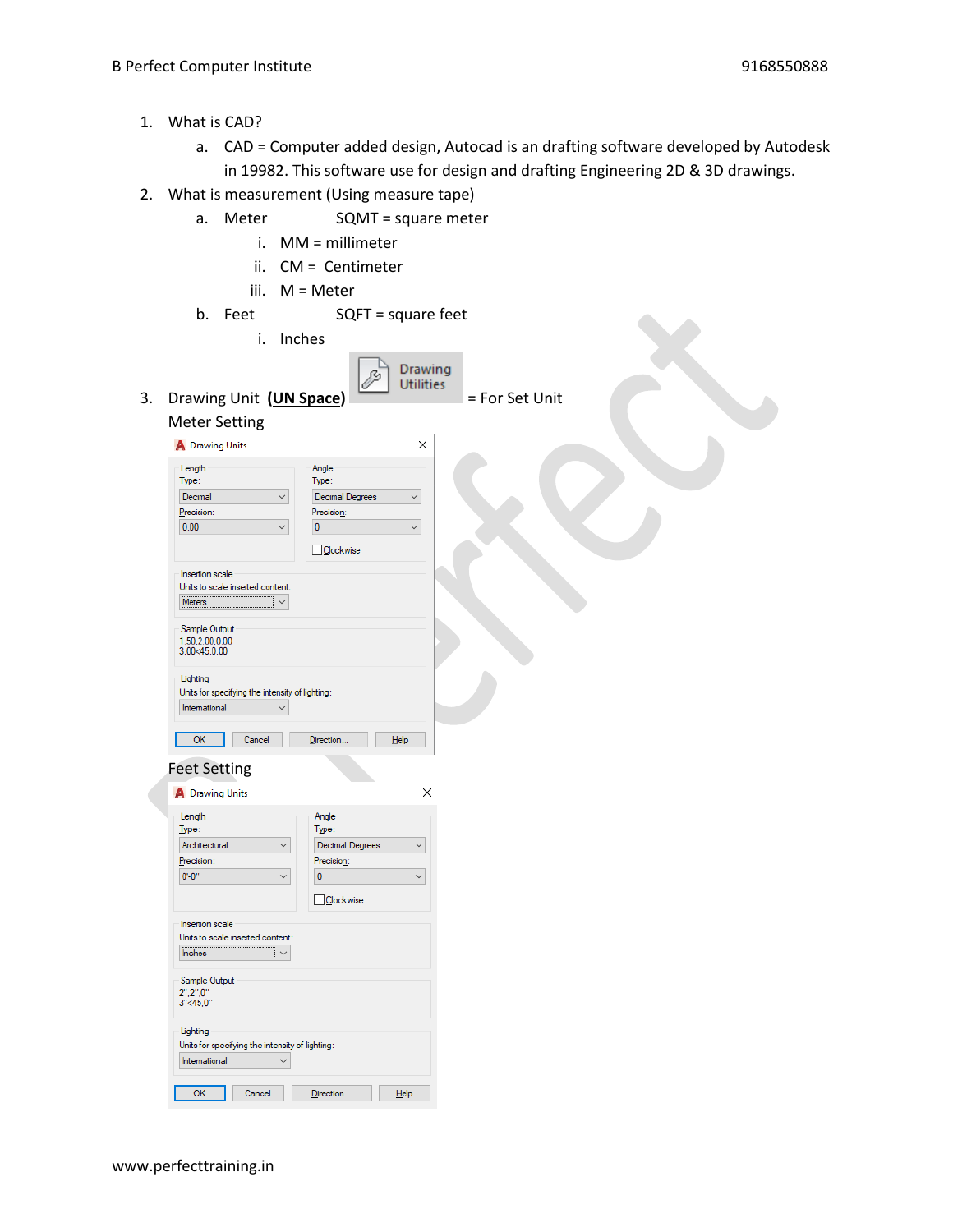1. What is CAD?
   a. CAD = Computer added design, Autocad is an drafting software developed by Autodesk in 19982. This software use for design and drafting Engineering 2D & 3D drawings.
2. What is measurement (Using measure tape)
   a. Meter SQMT = square meter
      i. MM = millimeter
      ii. CM = Centimeter
      iii. M = Meter
   b. Feet SQFT = square feet
      i. Inches
3. Drawing Unit **(UN Space)** Drawing Utilities = For Set Unit

Meter Setting

Drawing Units

Length
Type: Decimal
Precision: 0.00

Angle
Type: Decimal Degrees
Precision: 0
Clockwise

Insertion scale
Units to scale inserted content: Meters

Sample Output
1.50,2.00,0.00
3.00<45,0.00

Lighting
Units for specifying the intensity of lighting: International

OK | Cancel | Direction... | Help

Feet Setting

Drawing Units

Length
Type: Architectural
Precision: 0'-0"

Angle
Type: Decimal Degrees
Precision: 0
Clockwise

Insertion scale
Units to scale inserted content: Inches

Sample Output
2",2",0"
3"<45,0"

Lighting
Units for specifying the intensity of lighting: International

OK | Cancel | Direction... | Help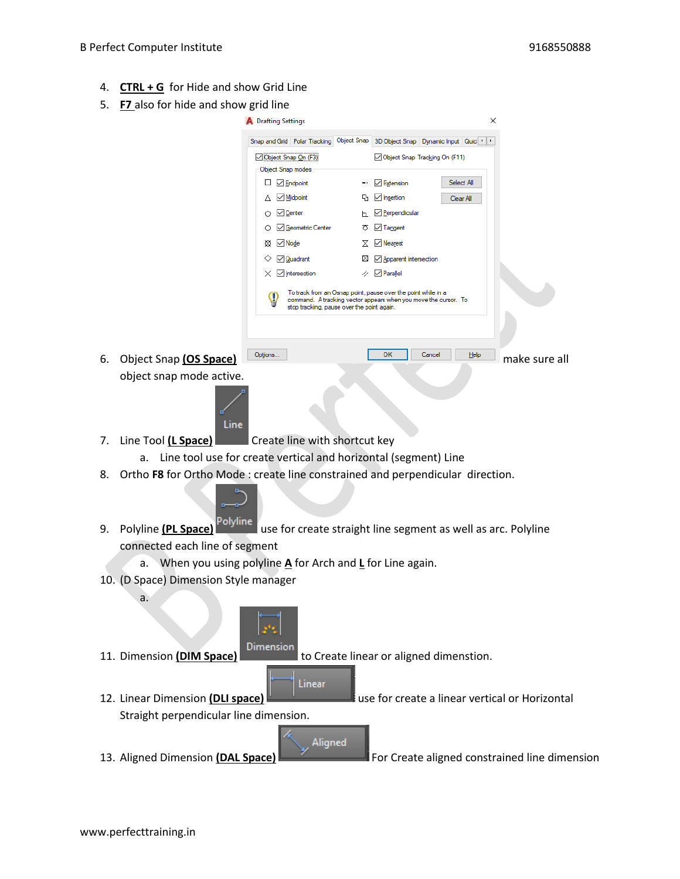4. **CTRL + G** for Hide and show Grid Line
5. **F7** also for hide and show grid line
6. Object Snap **(OS Space)** make sure all object snap mode active.
7. Line Tool **(L Space)** Create line with shortcut key
   a. Line tool use for create vertical and horizontal (segment) Line
8. Ortho **F8** for Ortho Mode : create line constrained and perpendicular direction.
9. Polyline **(PL Space)** use for create straight line segment as well as arc. Polyline connected each line of segment
   a. When you using polyline **A** for Arch and **L** for Line again.
10. (D Space) Dimension Style manager
    a.
11. Dimension **(DIM Space)** to Create linear or aligned dimenstion.
12. Linear Dimension **(DLI space)** use for create a linear vertical or Horizontal Straight perpendicular line dimension.
13. Aligned Dimension **(DAL Space)** For Create aligned constrained line dimension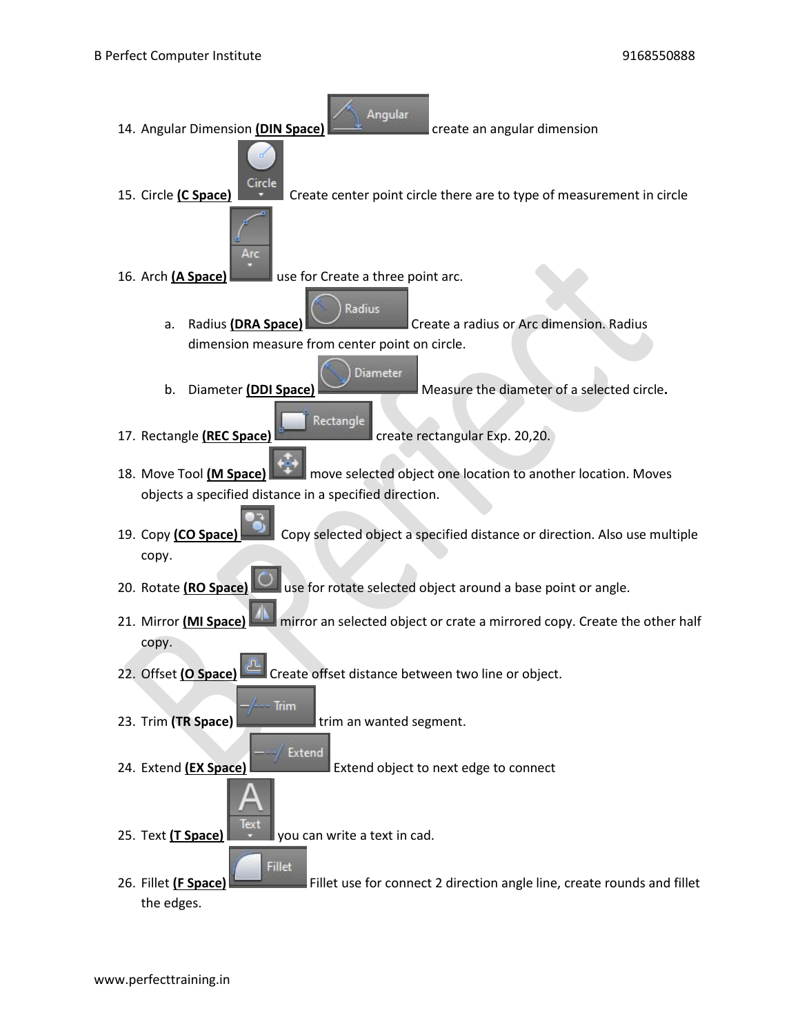14. Angular Dimension **(DIN Space)** Angular create an angular dimension

15. Circle **(C Space)** Circle Create center point circle there are to type of measurement in circle

16. Arch **(A Space)** Arc use for Create a three point arc.

    a. Radius **(DRA Space)** Radius Create a radius or Arc dimension. Radius dimension measure from center point on circle.

    b. Diameter **(DDI Space)** Diameter Measure the diameter of a selected circle**.**

17. Rectangle **(REC Space)** Rectangle create rectangular Exp. 20,20.

18. Move Tool **(M Space)** move selected object one location to another location. Moves objects a specified distance in a specified direction.

19. Copy **(CO Space)** Copy selected object a specified distance or direction. Also use multiple copy.

20. Rotate **(RO Space)** use for rotate selected object around a base point or angle.

21. Mirror **(MI Space)** mirror an selected object or crate a mirrored copy. Create the other half copy.

22. Offset **(O Space)** Create offset distance between two line or object.

23. Trim **(TR Space)** Trim trim an wanted segment.

24. Extend **(EX Space)** Extend Extend object to next edge to connect

25. Text **(T Space)** Text you can write a text in cad.

26. Fillet **(F Space)** Fillet Fillet use for connect 2 direction angle line, create rounds and fillet the edges.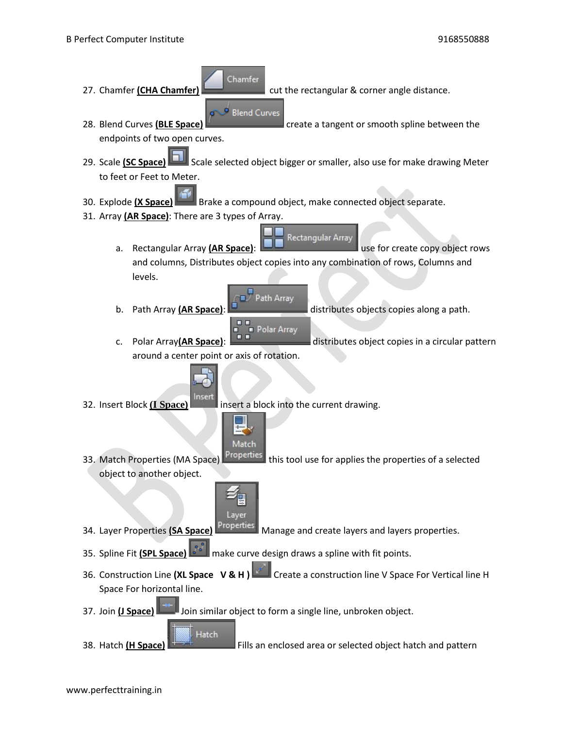27. Chamfer **(CHA Chamfer)** cut the rectangular & corner angle distance.
28. Blend Curves **(BLE Space)** create a tangent or smooth spline between the endpoints of two open curves.
29. Scale **(SC Space)** Scale selected object bigger or smaller, also use for make drawing Meter to feet or Feet to Meter.
30. Explode **(X Space)** Brake a compound object, make connected object separate.
31. Array **(AR Space)**: There are 3 types of Array.
    a. Rectangular Array **(AR Space)**: use for create copy object rows and columns, Distributes object copies into any combination of rows, Columns and levels.
    b. Path Array **(AR Space)**: distributes objects copies along a path.
    c. Polar Array**(AR Space)**: distributes object copies in a circular pattern around a center point or axis of rotation.
32. Insert Block **(I Space)** insert a block into the current drawing.
33. Match Properties (MA Space) this tool use for applies the properties of a selected object to another object.
34. Layer Properties **(SA Space)** Manage and create layers and layers properties.
35. Spline Fit **(SPL Space)** make curve design draws a spline with fit points.
36. Construction Line **(XL Space V & H )** Create a construction line V Space For Vertical line H Space For horizontal line.
37. Join **(J Space)** Join similar object to form a single line, unbroken object.
38. Hatch **(H Space)** Fills an enclosed area or selected object hatch and pattern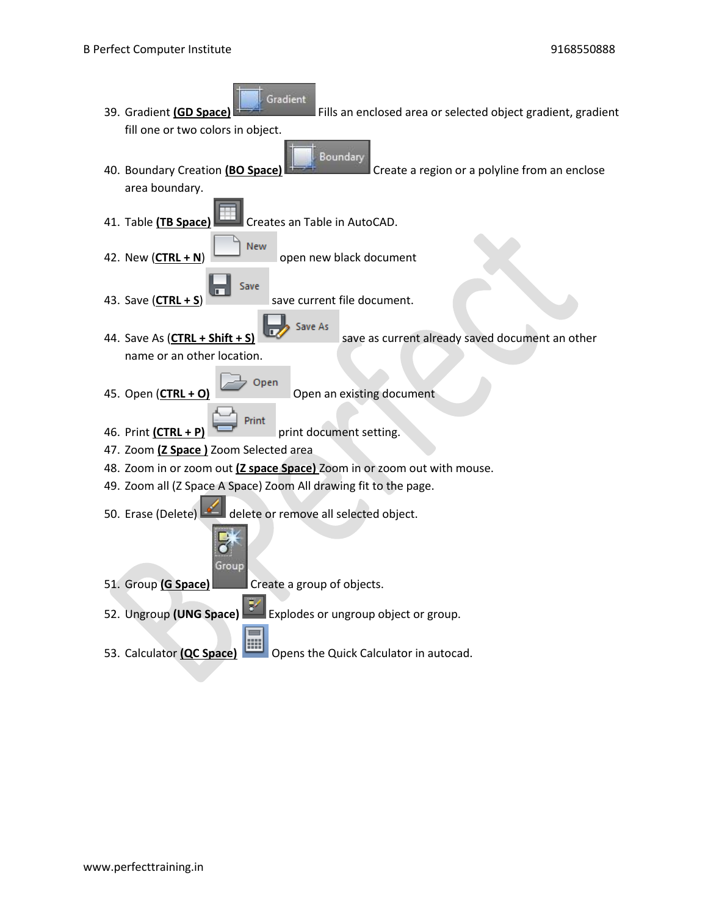39. Gradient **(GD Space)** Gradient Fills an enclosed area or selected object gradient, gradient fill one or two colors in object.

40. Boundary Creation **(BO Space)** Boundary Create a region or a polyline from an enclose area boundary.

41. Table **(TB Space)** Creates an Table in AutoCAD.

42. New (**CTRL + N**) New open new black document

43. Save (**CTRL + S**) Save save current file document.

44. Save As (**CTRL + Shift + S)** Save As save as current already saved document an other name or an other location.

45. Open (**CTRL + O)** Open Open an existing document

46. Print **(CTRL + P)** Print print document setting.

47. Zoom **(Z Space )** Zoom Selected area

48. Zoom in or zoom out **(Z space Space)** Zoom in or zoom out with mouse.

49. Zoom all (Z Space A Space) Zoom All drawing fit to the page.

50. Erase (Delete) delete or remove all selected object.

51. Group **(G Space)** Group Create a group of objects.

52. Ungroup **(UNG Space)** Explodes or ungroup object or group.

53. Calculator **(QC Space)** Opens the Quick Calculator in autocad.